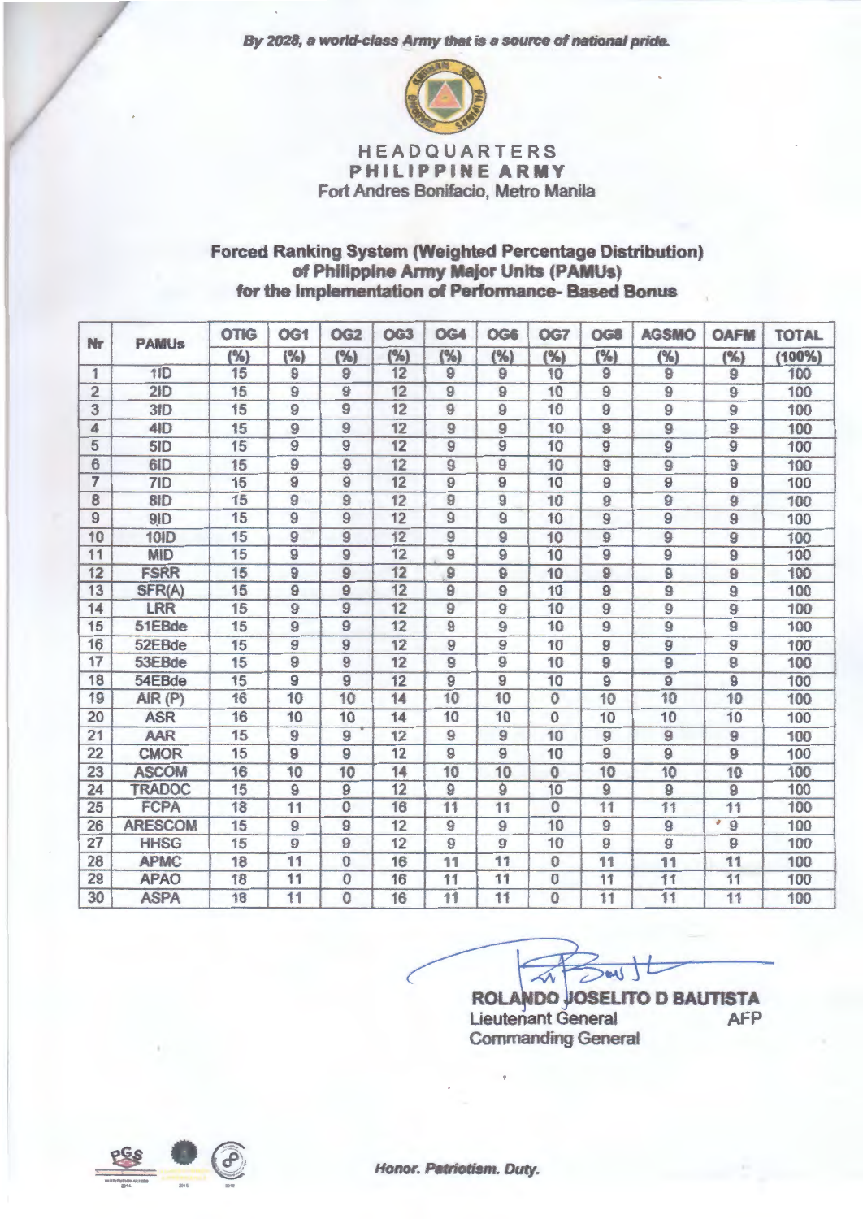*By 2028, a world-class Army that is a source of national pride.*

# HEADQUARTERS
## PHILIPPINE ARMY
Fort Andres Bonifacio, Metro Manila

### Forced Ranking System (Weighted Percentage Distribution) of Philippine Army Major Units (PAMUs) for the Implementation of Performance- Based Bonus

| Nr | PAMUs | OTIG (%) | OG1 (%) | OG2 (%) | OG3 (%) | OG4 (%) | OG6 (%) | OG7 (%) | OG8 (%) | AGSMO (%) | OAFM (%) | TOTAL (100%) |
|---|---|---|---|---|---|---|---|---|---|---|---|---|
| 1 | 1ID | 15 | 9 | 9 | 12 | 9 | 9 | 10 | 9 | 9 | 9 | 100 |
| 2 | 2ID | 15 | 9 | 9 | 12 | 9 | 9 | 10 | 9 | 9 | 9 | 100 |
| 3 | 3ID | 15 | 9 | 9 | 12 | 9 | 9 | 10 | 9 | 9 | 9 | 100 |
| 4 | 4ID | 15 | 9 | 9 | 12 | 9 | 9 | 10 | 9 | 9 | 9 | 100 |
| 5 | 5ID | 15 | 9 | 9 | 12 | 9 | 9 | 10 | 9 | 9 | 9 | 100 |
| 6 | 6ID | 15 | 9 | 9 | 12 | 9 | 9 | 10 | 9 | 9 | 9 | 100 |
| 7 | 7ID | 15 | 9 | 9 | 12 | 9 | 9 | 10 | 9 | 9 | 9 | 100 |
| 8 | 8ID | 15 | 9 | 9 | 12 | 9 | 9 | 10 | 9 | 9 | 9 | 100 |
| 9 | 9ID | 15 | 9 | 9 | 12 | 9 | 9 | 10 | 9 | 9 | 9 | 100 |
| 10 | 10ID | 15 | 9 | 9 | 12 | 9 | 9 | 10 | 9 | 9 | 9 | 100 |
| 11 | MID | 15 | 9 | 9 | 12 | 9 | 9 | 10 | 9 | 9 | 9 | 100 |
| 12 | FSRR | 15 | 9 | 9 | 12 | 9 | 9 | 10 | 9 | 9 | 9 | 100 |
| 13 | SFR(A) | 15 | 9 | 9 | 12 | 9 | 9 | 10 | 9 | 9 | 9 | 100 |
| 14 | LRR | 15 | 9 | 9 | 12 | 9 | 9 | 10 | 9 | 9 | 9 | 100 |
| 15 | 51EBde | 15 | 9 | 9 | 12 | 9 | 9 | 10 | 9 | 9 | 9 | 100 |
| 16 | 52EBde | 15 | 9 | 9 | 12 | 9 | 9 | 10 | 9 | 9 | 9 | 100 |
| 17 | 53EBde | 15 | 9 | 9 | 12 | 9 | 9 | 10 | 9 | 9 | 9 | 100 |
| 18 | 54EBde | 15 | 9 | 9 | 12 | 9 | 9 | 10 | 9 | 9 | 9 | 100 |
| 19 | AIR (P) | 16 | 10 | 10 | 14 | 10 | 10 | 0 | 10 | 10 | 10 | 100 |
| 20 | ASR | 16 | 10 | 10 | 14 | 10 | 10 | 0 | 10 | 10 | 10 | 100 |
| 21 | AAR | 15 | 9 | 9 | 12 | 9 | 9 | 10 | 9 | 9 | 9 | 100 |
| 22 | CMOR | 15 | 9 | 9 | 12 | 9 | 9 | 10 | 9 | 9 | 9 | 100 |
| 23 | ASCOM | 16 | 10 | 10 | 14 | 10 | 10 | 0 | 10 | 10 | 10 | 100 |
| 24 | TRADOC | 15 | 9 | 9 | 12 | 9 | 9 | 10 | 9 | 9 | 9 | 100 |
| 25 | FCPA | 18 | 11 | 0 | 16 | 11 | 11 | 0 | 11 | 11 | 11 | 100 |
| 26 | ARESCOM | 15 | 9 | 9 | 12 | 9 | 9 | 10 | 9 | 9 | 9 | 100 |
| 27 | HHSG | 15 | 9 | 9 | 12 | 9 | 9 | 10 | 9 | 9 | 9 | 100 |
| 28 | APMC | 18 | 11 | 0 | 16 | 11 | 11 | 0 | 11 | 11 | 11 | 100 |
| 29 | APAO | 18 | 11 | 0 | 16 | 11 | 11 | 0 | 11 | 11 | 11 | 100 |
| 30 | ASPA | 18 | 11 | 0 | 16 | 11 | 11 | 0 | 11 | 11 | 11 | 100 |

**ROLANDO JOSELITO D BAUTISTA**
Lieutenant General AFP
Commanding General

*Honor. Patriotism. Duty.*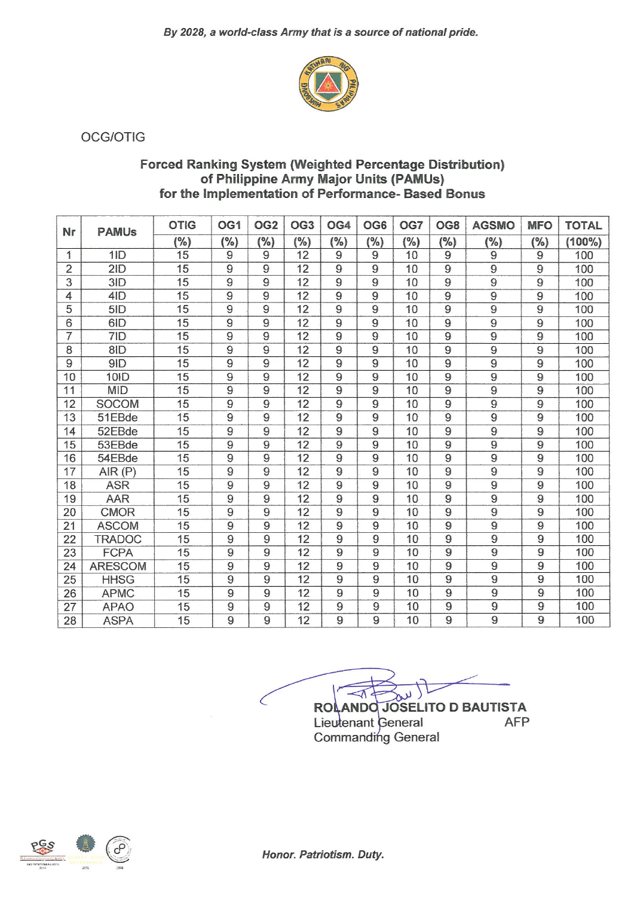*By 2028, a world-class Army that is a source of national pride.*

OCG/OTIG

**Forced Ranking System (Weighted Percentage Distribution) of Philippine Army Major Units (PAMUs) for the Implementation of Performance- Based Bonus**

| Nr | PAMUs | OTIG | OG1 | OG2 | OG3 | OG4 | OG6 | OG7 | OG8 | AGSMO | MFO | TOTAL |
|---|---|---|---|---|---|---|---|---|---|---|---|---|
| | | (%) | (%) | (%) | (%) | (%) | (%) | (%) | (%) | (%) | (%) | (100%) |
| 1 | 1ID | 15 | 9 | 9 | 12 | 9 | 9 | 10 | 9 | 9 | 9 | 100 |
| 2 | 2ID | 15 | 9 | 9 | 12 | 9 | 9 | 10 | 9 | 9 | 9 | 100 |
| 3 | 3ID | 15 | 9 | 9 | 12 | 9 | 9 | 10 | 9 | 9 | 9 | 100 |
| 4 | 4ID | 15 | 9 | 9 | 12 | 9 | 9 | 10 | 9 | 9 | 9 | 100 |
| 5 | 5ID | 15 | 9 | 9 | 12 | 9 | 9 | 10 | 9 | 9 | 9 | 100 |
| 6 | 6ID | 15 | 9 | 9 | 12 | 9 | 9 | 10 | 9 | 9 | 9 | 100 |
| 7 | 7ID | 15 | 9 | 9 | 12 | 9 | 9 | 10 | 9 | 9 | 9 | 100 |
| 8 | 8ID | 15 | 9 | 9 | 12 | 9 | 9 | 10 | 9 | 9 | 9 | 100 |
| 9 | 9ID | 15 | 9 | 9 | 12 | 9 | 9 | 10 | 9 | 9 | 9 | 100 |
| 10 | 10ID | 15 | 9 | 9 | 12 | 9 | 9 | 10 | 9 | 9 | 9 | 100 |
| 11 | MID | 15 | 9 | 9 | 12 | 9 | 9 | 10 | 9 | 9 | 9 | 100 |
| 12 | SOCOM | 15 | 9 | 9 | 12 | 9 | 9 | 10 | 9 | 9 | 9 | 100 |
| 13 | 51EBde | 15 | 9 | 9 | 12 | 9 | 9 | 10 | 9 | 9 | 9 | 100 |
| 14 | 52EBde | 15 | 9 | 9 | 12 | 9 | 9 | 10 | 9 | 9 | 9 | 100 |
| 15 | 53EBde | 15 | 9 | 9 | 12 | 9 | 9 | 10 | 9 | 9 | 9 | 100 |
| 16 | 54EBde | 15 | 9 | 9 | 12 | 9 | 9 | 10 | 9 | 9 | 9 | 100 |
| 17 | AIR (P) | 15 | 9 | 9 | 12 | 9 | 9 | 10 | 9 | 9 | 9 | 100 |
| 18 | ASR | 15 | 9 | 9 | 12 | 9 | 9 | 10 | 9 | 9 | 9 | 100 |
| 19 | AAR | 15 | 9 | 9 | 12 | 9 | 9 | 10 | 9 | 9 | 9 | 100 |
| 20 | CMOR | 15 | 9 | 9 | 12 | 9 | 9 | 10 | 9 | 9 | 9 | 100 |
| 21 | ASCOM | 15 | 9 | 9 | 12 | 9 | 9 | 10 | 9 | 9 | 9 | 100 |
| 22 | TRADOC | 15 | 9 | 9 | 12 | 9 | 9 | 10 | 9 | 9 | 9 | 100 |
| 23 | FCPA | 15 | 9 | 9 | 12 | 9 | 9 | 10 | 9 | 9 | 9 | 100 |
| 24 | ARESCOM | 15 | 9 | 9 | 12 | 9 | 9 | 10 | 9 | 9 | 9 | 100 |
| 25 | HHSG | 15 | 9 | 9 | 12 | 9 | 9 | 10 | 9 | 9 | 9 | 100 |
| 26 | APMC | 15 | 9 | 9 | 12 | 9 | 9 | 10 | 9 | 9 | 9 | 100 |
| 27 | APAO | 15 | 9 | 9 | 12 | 9 | 9 | 10 | 9 | 9 | 9 | 100 |
| 28 | ASPA | 15 | 9 | 9 | 12 | 9 | 9 | 10 | 9 | 9 | 9 | 100 |

**ROLANDO JOSELITO D BAUTISTA**
Lieutenant General AFP
Commanding General

*Honor. Patriotism. Duty.*